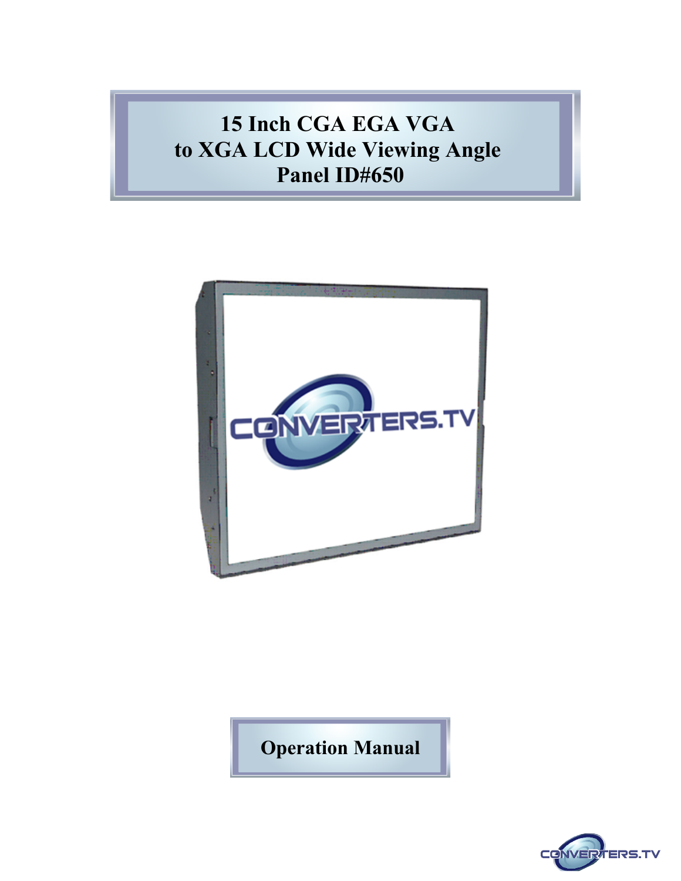# 15 Inch CGA EGA VGA to XGA LCD Wide Viewing Angle Panel ID#650

## Operation Manual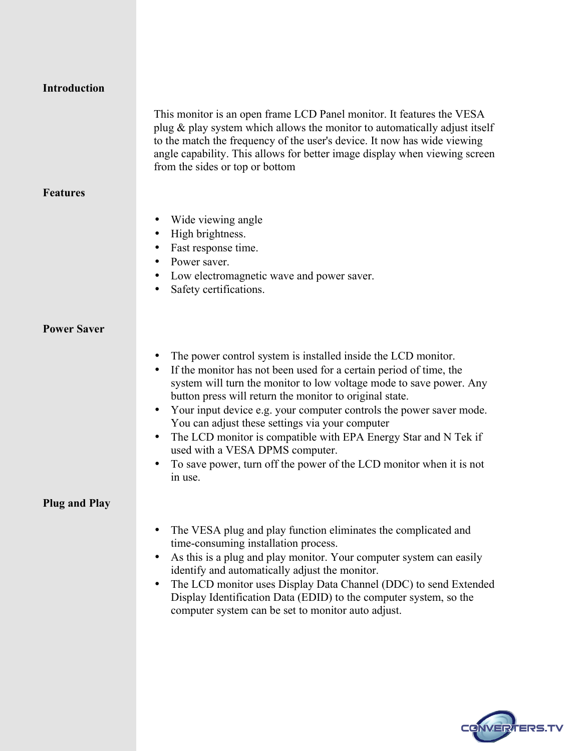## Introduction

This monitor is an open frame LCD Panel monitor. It features the VESA plug & play system which allows the monitor to automatically adjust itself to the match the frequency of the user's device. It now has wide viewing angle capability. This allows for better image display when viewing screen from the sides or top or bottom

## Features

- Wide viewing angle
- High brightness.
- Fast response time.
- Power saver.
- Low electromagnetic wave and power saver.
- Safety certifications.

## Power Saver

- The power control system is installed inside the LCD monitor.
- If the monitor has not been used for a certain period of time, the system will turn the monitor to low voltage mode to save power. Any button press will return the monitor to original state.
- Your input device e.g. your computer controls the power saver mode. You can adjust these settings via your computer
- The LCD monitor is compatible with EPA Energy Star and N Tek if used with a VESA DPMS computer.
- To save power, turn off the power of the LCD monitor when it is not in use.

## Plug and Play

- The VESA plug and play function eliminates the complicated and time-consuming installation process.
- As this is a plug and play monitor. Your computer system can easily identify and automatically adjust the monitor.
- The LCD monitor uses Display Data Channel (DDC) to send Extended Display Identification Data (EDID) to the computer system, so the computer system can be set to monitor auto adjust.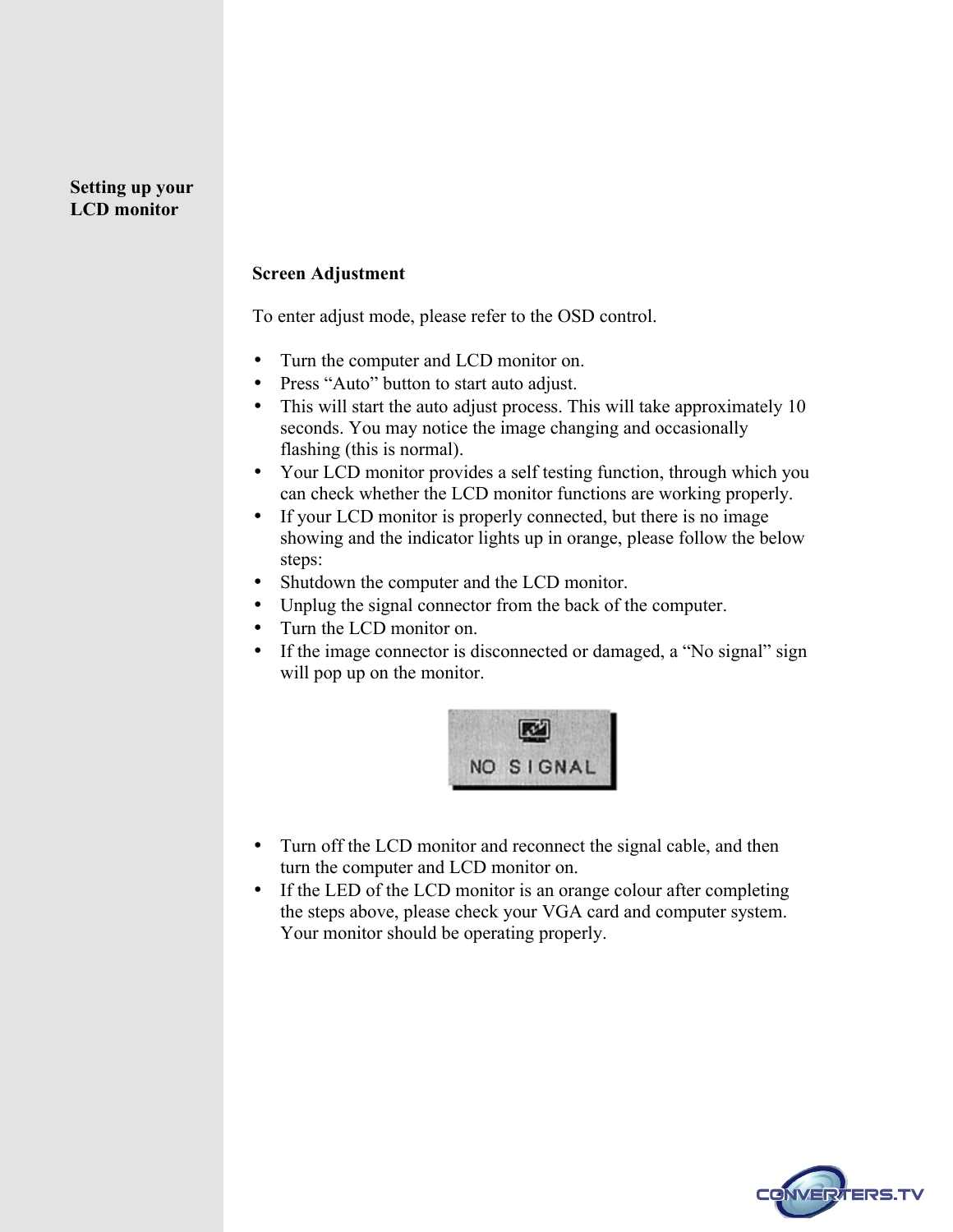## Setting up your LCD monitor

### Screen Adjustment

To enter adjust mode, please refer to the OSD control.

- Turn the computer and LCD monitor on.
- Press "Auto" button to start auto adjust.
- This will start the auto adjust process. This will take approximately 10 seconds. You may notice the image changing and occasionally flashing (this is normal).
- Your LCD monitor provides a self testing function, through which you can check whether the LCD monitor functions are working properly.
- If your LCD monitor is properly connected, but there is no image showing and the indicator lights up in orange, please follow the below steps:
- Shutdown the computer and the LCD monitor.
- Unplug the signal connector from the back of the computer.
- Turn the LCD monitor on.
- If the image connector is disconnected or damaged, a "No signal" sign will pop up on the monitor.

NO SIGNAL

- Turn off the LCD monitor and reconnect the signal cable, and then turn the computer and LCD monitor on.
- If the LED of the LCD monitor is an orange colour after completing the steps above, please check your VGA card and computer system. Your monitor should be operating properly.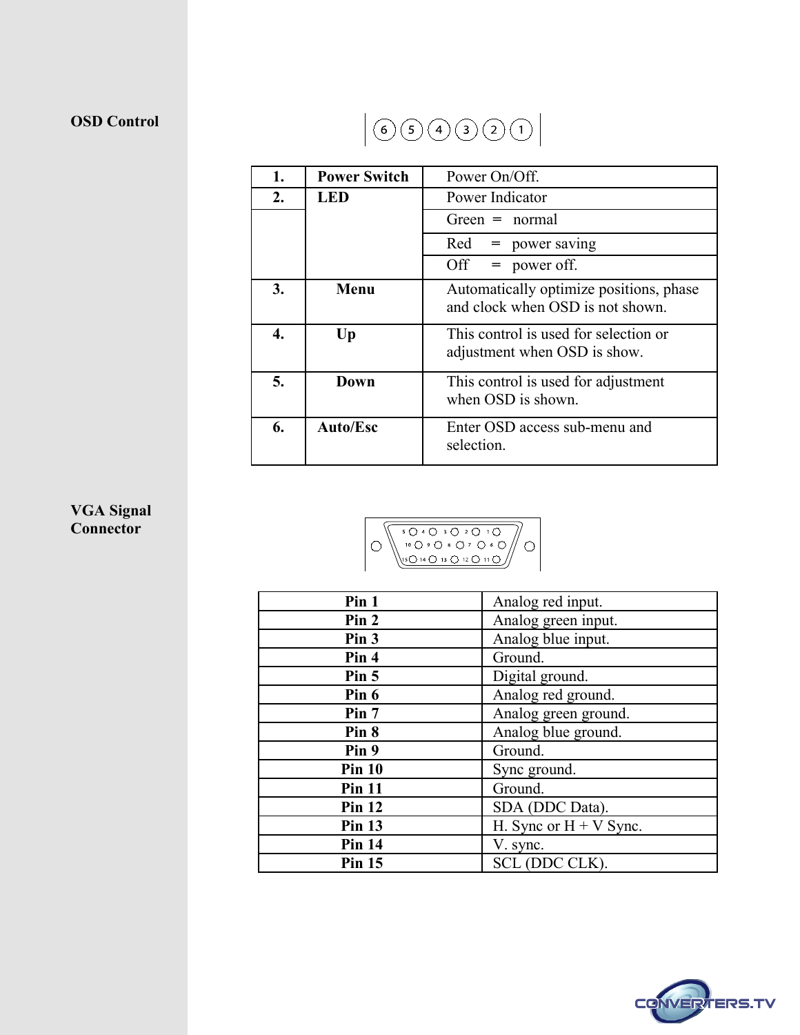**OSD Control**

| 1. | Power Switch | Power On/Off. |
|---|---|---|
| 2. | LED | Power Indicator |
| | | Green = normal |
| | | Red = power saving |
| | | Off = power off. |
| 3. | Menu | Automatically optimize positions, phase and clock when OSD is not shown. |
| 4. | Up | This control is used for selection or adjustment when OSD is show. |
| 5. | Down | This control is used for adjustment when OSD is shown. |
| 6. | Auto/Esc | Enter OSD access sub-menu and selection. |

**VGA Signal Connector**

| Pin 1 | Analog red input. |
|---|---|
| Pin 2 | Analog green input. |
| Pin 3 | Analog blue input. |
| Pin 4 | Ground. |
| Pin 5 | Digital ground. |
| Pin 6 | Analog red ground. |
| Pin 7 | Analog green ground. |
| Pin 8 | Analog blue ground. |
| Pin 9 | Ground. |
| Pin 10 | Sync ground. |
| Pin 11 | Ground. |
| Pin 12 | SDA (DDC Data). |
| Pin 13 | H. Sync or H + V Sync. |
| Pin 14 | V. sync. |
| Pin 15 | SCL (DDC CLK). |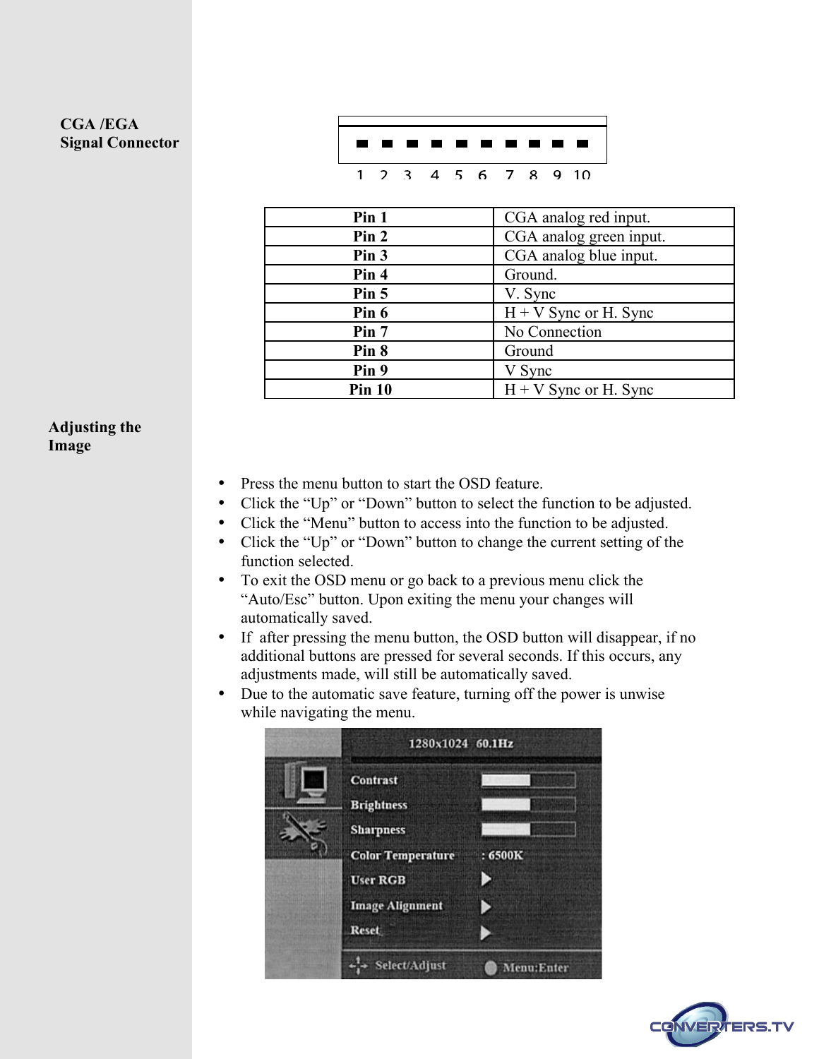## CGA /EGA Signal Connector

1 2 3 4 5 6 7 8 9 10

| Pin | Description |
|---|---|
| Pin 1 | CGA analog red input. |
| Pin 2 | CGA analog green input. |
| Pin 3 | CGA analog blue input. |
| Pin 4 | Ground. |
| Pin 5 | V. Sync |
| Pin 6 | H + V Sync or H. Sync |
| Pin 7 | No Connection |
| Pin 8 | Ground |
| Pin 9 | V Sync |
| Pin 10 | H + V Sync or H. Sync |

## Adjusting the Image

- Press the menu button to start the OSD feature.
- Click the “Up” or “Down” button to select the function to be adjusted.
- Click the “Menu” button to access into the function to be adjusted.
- Click the “Up” or “Down” button to change the current setting of the function selected.
- To exit the OSD menu or go back to a previous menu click the “Auto/Esc” button. Upon exiting the menu your changes will automatically saved.
- If after pressing the menu button, the OSD button will disappear, if no additional buttons are pressed for several seconds. If this occurs, any adjustments made, will still be automatically saved.
- Due to the automatic save feature, turning off the power is unwise while navigating the menu.

1280x1024 60.1Hz

Contrast
Brightness
Sharpness
Color Temperature : 6500K
User RGB
Image Alignment
Reset

Select/Adjust Menu:Enter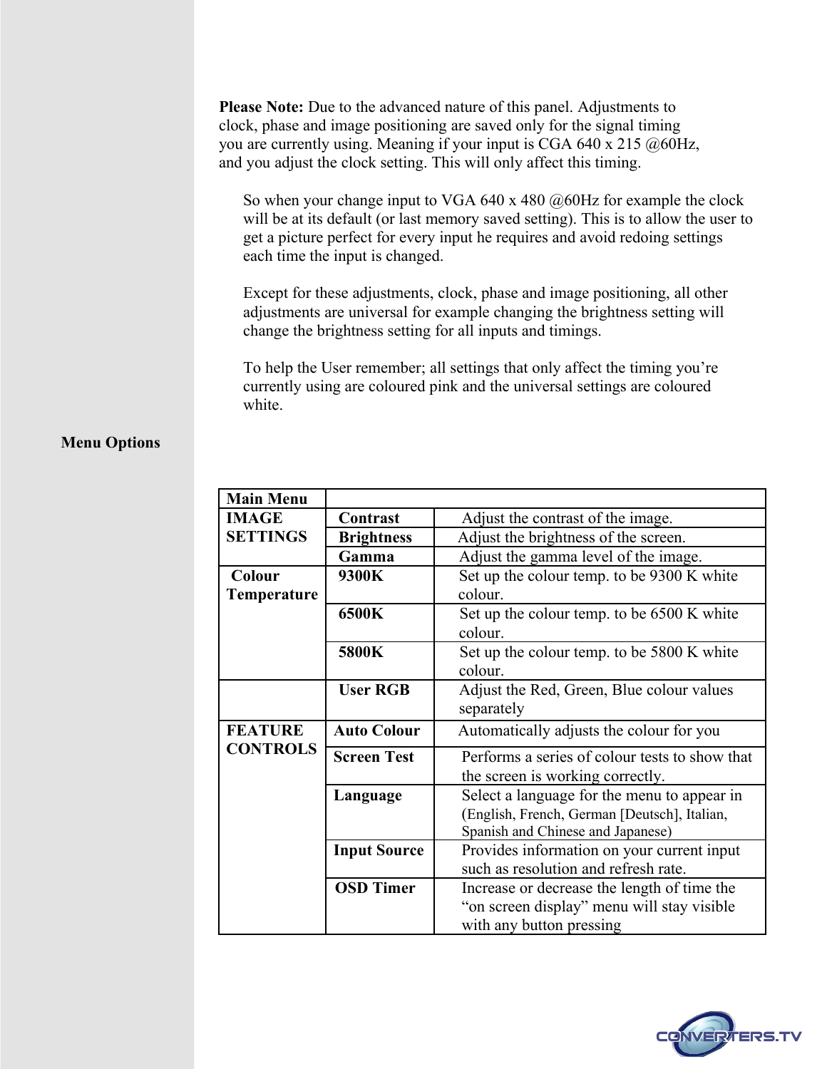**Please Note:** Due to the advanced nature of this panel. Adjustments to clock, phase and image positioning are saved only for the signal timing you are currently using. Meaning if your input is CGA 640 x 215 @60Hz, and you adjust the clock setting. This will only affect this timing.

So when your change input to VGA 640 x 480 @60Hz for example the clock will be at its default (or last memory saved setting). This is to allow the user to get a picture perfect for every input he requires and avoid redoing settings each time the input is changed.

Except for these adjustments, clock, phase and image positioning, all other adjustments are universal for example changing the brightness setting will change the brightness setting for all inputs and timings.

To help the User remember; all settings that only affect the timing you're currently using are coloured pink and the universal settings are coloured white.

## Menu Options

| Main Menu | | |
|---|---|---|
| **IMAGE SETTINGS** | **Contrast** | Adjust the contrast of the image. |
| | **Brightness** | Adjust the brightness of the screen. |
| | **Gamma** | Adjust the gamma level of the image. |
| **Colour Temperature** | **9300K** | Set up the colour temp. to be 9300 K white colour. |
| | **6500K** | Set up the colour temp. to be 6500 K white colour. |
| | **5800K** | Set up the colour temp. to be 5800 K white colour. |
| | **User RGB** | Adjust the Red, Green, Blue colour values separately |
| **FEATURE CONTROLS** | **Auto Colour** | Automatically adjusts the colour for you |
| | **Screen Test** | Performs a series of colour tests to show that the screen is working correctly. |
| | **Language** | Select a language for the menu to appear in (English, French, German [Deutsch], Italian, Spanish and Chinese and Japanese) |
| | **Input Source** | Provides information on your current input such as resolution and refresh rate. |
| | **OSD Timer** | Increase or decrease the length of time the "on screen display" menu will stay visible with any button pressing |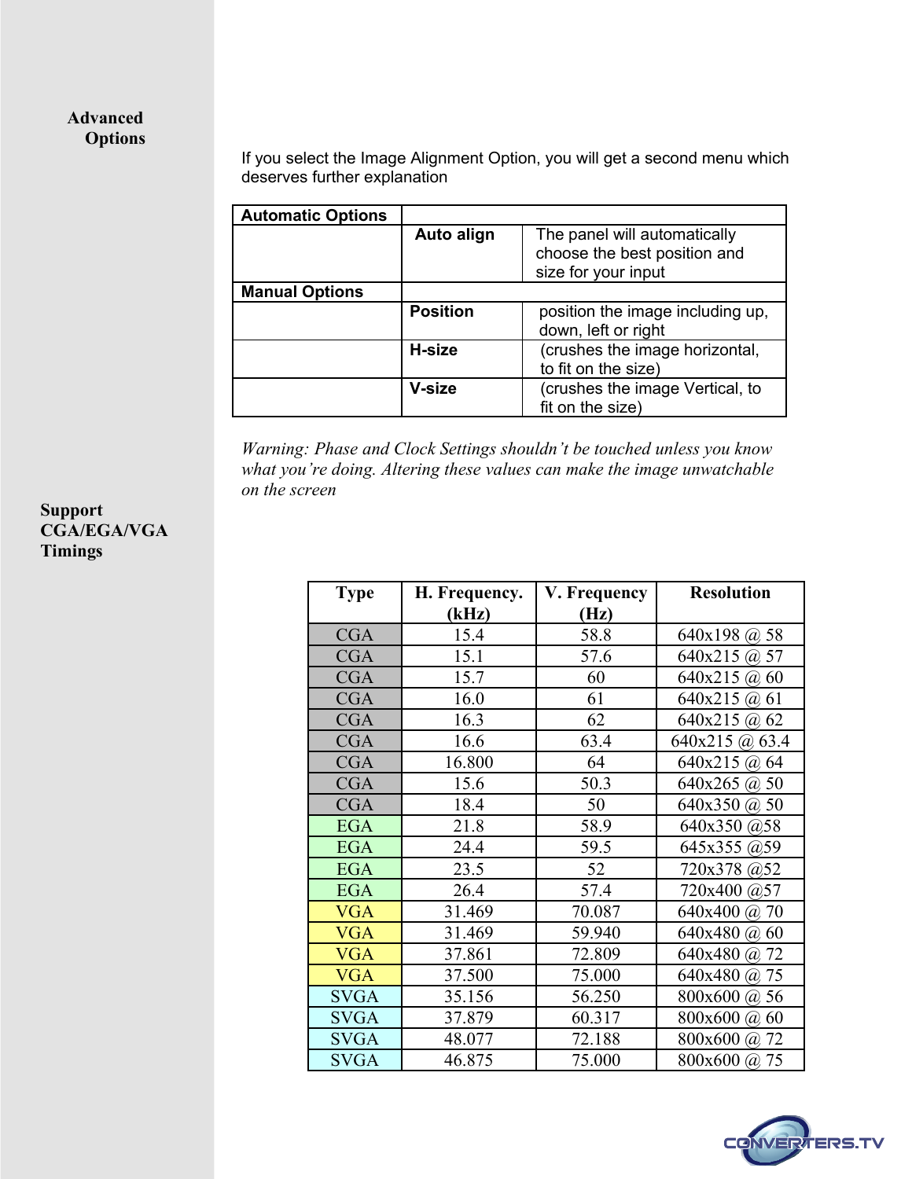## Advanced Options

If you select the Image Alignment Option, you will get a second menu which deserves further explanation

| Automatic Options | | |
|---|---|---|
| | **Auto align** | The panel will automatically choose the best position and size for your input |
| **Manual Options** | | |
| | **Position** | position the image including up, down, left or right |
| | **H-size** | (crushes the image horizontal, to fit on the size) |
| | **V-size** | (crushes the image Vertical, to fit on the size) |

*Warning: Phase and Clock Settings shouldn't be touched unless you know what you're doing. Altering these values can make the image unwatchable on the screen*

## Support CGA/EGA/VGA Timings

| Type | H. Frequency. (kHz) | V. Frequency (Hz) | Resolution |
|---|---|---|---|
| CGA | 15.4 | 58.8 | 640x198 @ 58 |
| CGA | 15.1 | 57.6 | 640x215 @ 57 |
| CGA | 15.7 | 60 | 640x215 @ 60 |
| CGA | 16.0 | 61 | 640x215 @ 61 |
| CGA | 16.3 | 62 | 640x215 @ 62 |
| CGA | 16.6 | 63.4 | 640x215 @ 63.4 |
| CGA | 16.800 | 64 | 640x215 @ 64 |
| CGA | 15.6 | 50.3 | 640x265 @ 50 |
| CGA | 18.4 | 50 | 640x350 @ 50 |
| EGA | 21.8 | 58.9 | 640x350 @58 |
| EGA | 24.4 | 59.5 | 645x355 @59 |
| EGA | 23.5 | 52 | 720x378 @52 |
| EGA | 26.4 | 57.4 | 720x400 @57 |
| VGA | 31.469 | 70.087 | 640x400 @ 70 |
| VGA | 31.469 | 59.940 | 640x480 @ 60 |
| VGA | 37.861 | 72.809 | 640x480 @ 72 |
| VGA | 37.500 | 75.000 | 640x480 @ 75 |
| SVGA | 35.156 | 56.250 | 800x600 @ 56 |
| SVGA | 37.879 | 60.317 | 800x600 @ 60 |
| SVGA | 48.077 | 72.188 | 800x600 @ 72 |
| SVGA | 46.875 | 75.000 | 800x600 @ 75 |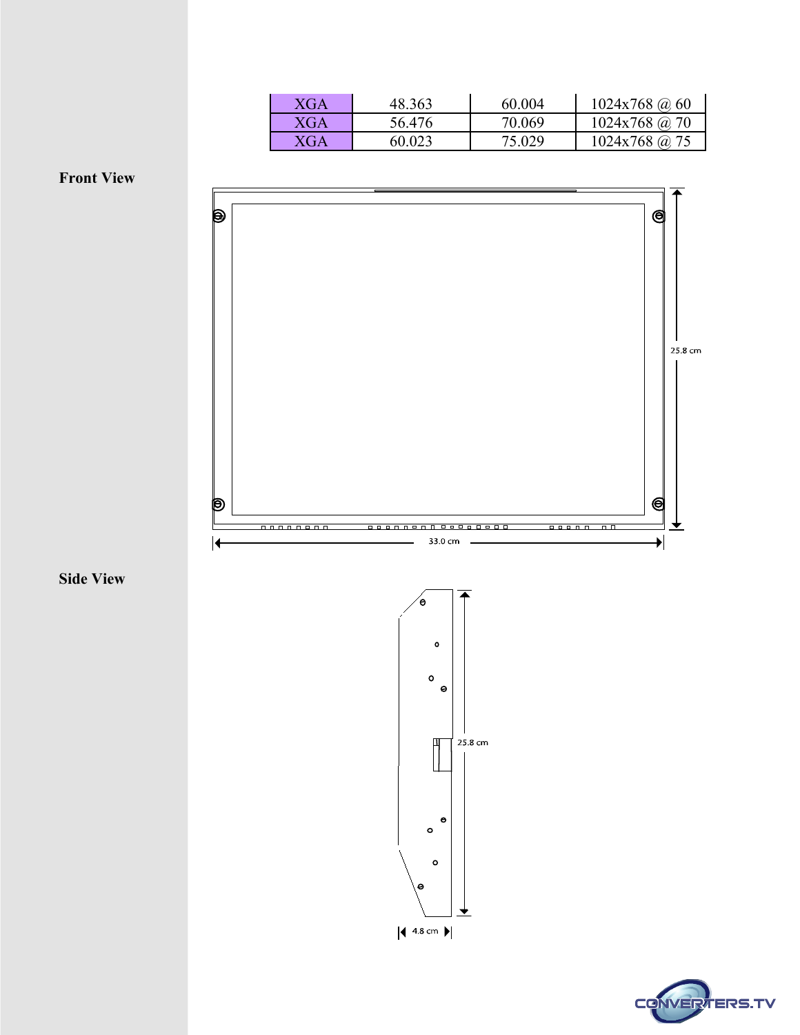| XGA | 48.363 | 60.004 | 1024x768 @ 60 |
|---|---|---|---|
| XGA | 56.476 | 70.069 | 1024x768 @ 70 |
| XGA | 60.023 | 75.029 | 1024x768 @ 75 |

**Front View**

25.8 cm

33.0 cm

**Side View**

25.8 cm

4.8 cm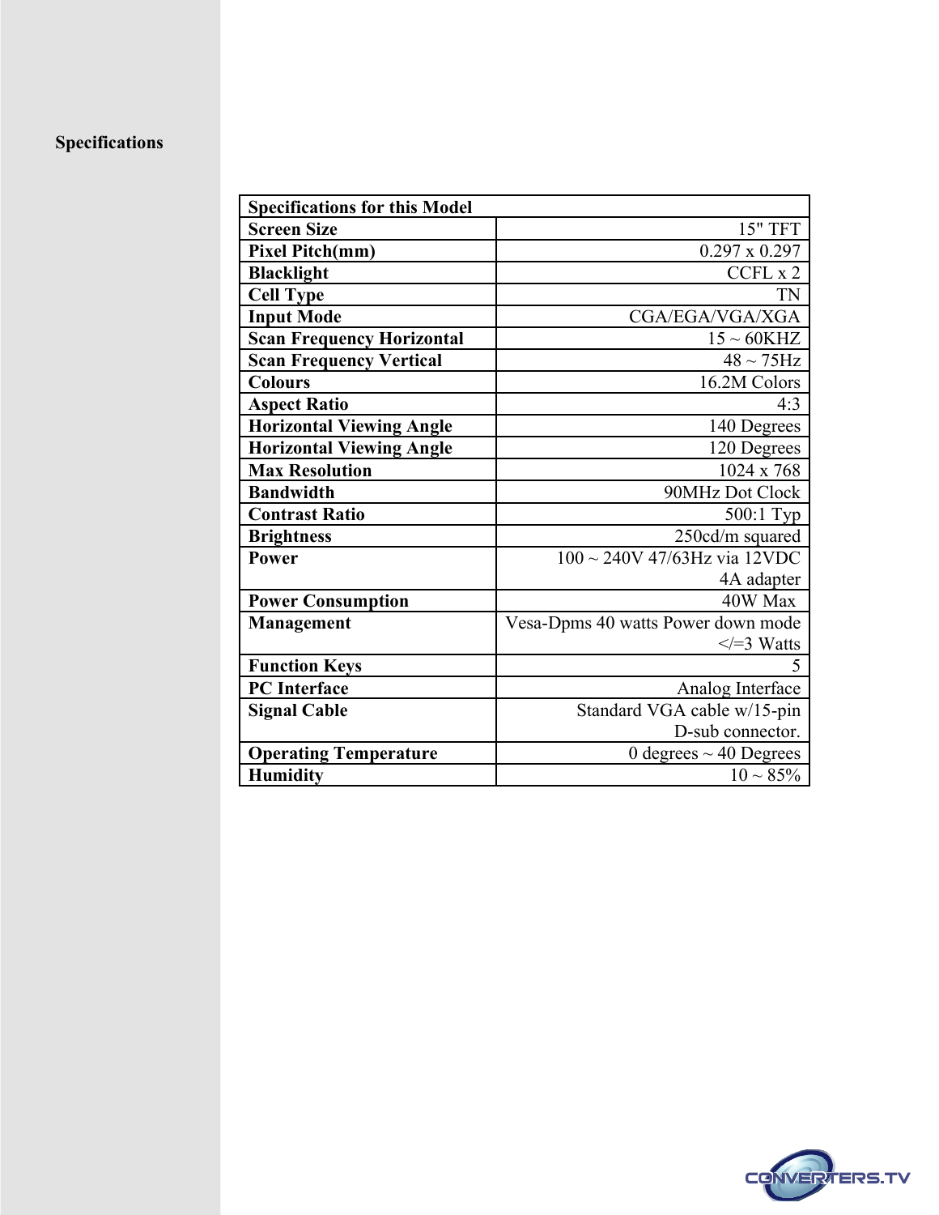## Specifications

| Specifications for this Model | |
| --- | --- |
| **Screen Size** | 15" TFT |
| **Pixel Pitch(mm)** | 0.297 x 0.297 |
| **Blacklight** | CCFL x 2 |
| **Cell Type** | TN |
| **Input Mode** | CGA/EGA/VGA/XGA |
| **Scan Frequency Horizontal** | 15 ~ 60KHZ |
| **Scan Frequency Vertical** | 48 ~ 75Hz |
| **Colours** | 16.2M Colors |
| **Aspect Ratio** | 4:3 |
| **Horizontal Viewing Angle** | 140 Degrees |
| **Horizontal Viewing Angle** | 120 Degrees |
| **Max Resolution** | 1024 x 768 |
| **Bandwidth** | 90MHz Dot Clock |
| **Contrast Ratio** | 500:1 Typ |
| **Brightness** | 250cd/m squared |
| **Power** | 100 ~ 240V 47/63Hz via 12VDC 4A adapter |
| **Power Consumption** | 40W Max |
| **Management** | Vesa-Dpms 40 watts Power down mode </=3 Watts |
| **Function Keys** | 5 |
| **PC Interface** | Analog Interface |
| **Signal Cable** | Standard VGA cable w/15-pin D-sub connector. |
| **Operating Temperature** | 0 degrees ~ 40 Degrees |
| **Humidity** | 10 ~ 85% |